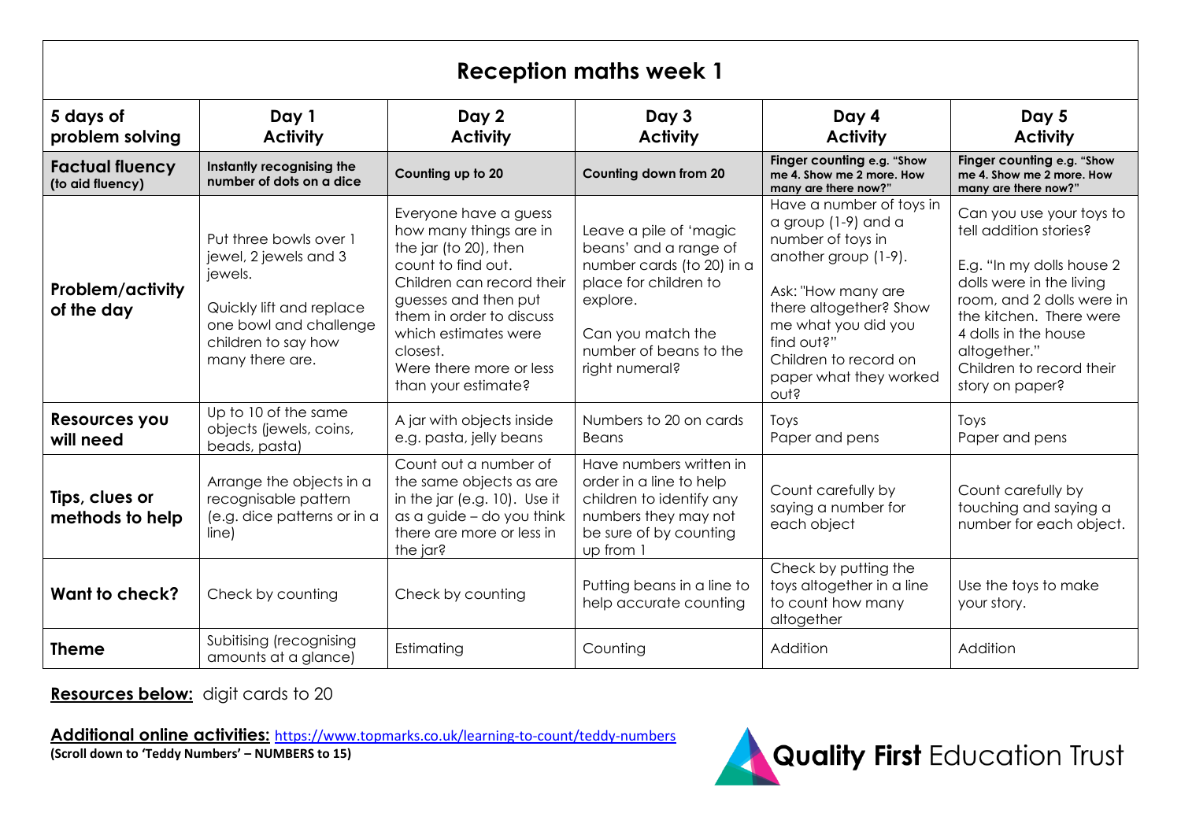# Reception maths week 1

| 5 days of problem solving | Day 1 Activity | Day 2 Activity | Day 3 Activity | Day 4 Activity | Day 5 Activity |
|---|---|---|---|---|---|
| **Factual fluency** (to aid fluency) | **Instantly recognising the number of dots on a dice** | **Counting up to 20** | **Counting down from 20** | **Finger counting e.g. "Show me 4. Show me 2 more. How many are there now?"** | **Finger counting e.g. "Show me 4. Show me 2 more. How many are there now?"** |
| **Problem/activity of the day** | Put three bowls over 1 jewel, 2 jewels and 3 jewels. Quickly lift and replace one bowl and challenge children to say how many there are. | Everyone have a guess how many things are in the jar (to 20), then count to find out. Children can record their guesses and then put them in order to discuss which estimates were closest. Were there more or less than your estimate? | Leave a pile of 'magic beans' and a range of number cards (to 20) in a place for children to explore. Can you match the number of beans to the right numeral? | Have a number of toys in a group (1-9) and a number of toys in another group (1-9). Ask: "How many are there altogether? Show me what you did you find out?" Children to record on paper what they worked out? | Can you use your toys to tell addition stories? E.g. "In my dolls house 2 dolls were in the living room, and 2 dolls were in the kitchen. There were 4 dolls in the house altogether." Children to record their story on paper? |
| **Resources you will need** | Up to 10 of the same objects (jewels, coins, beads, pasta) | A jar with objects inside e.g. pasta, jelly beans | Numbers to 20 on cards Beans | Toys Paper and pens | Toys Paper and pens |
| **Tips, clues or methods to help** | Arrange the objects in a recognisable pattern (e.g. dice patterns or in a line) | Count out a number of the same objects as are in the jar (e.g. 10). Use it as a guide – do you think there are more or less in the jar? | Have numbers written in order in a line to help children to identify any numbers they may not be sure of by counting up from 1 | Count carefully by saying a number for each object | Count carefully by touching and saying a number for each object. |
| **Want to check?** | Check by counting | Check by counting | Putting beans in a line to help accurate counting | Check by putting the toys altogether in a line to count how many altogether | Use the toys to make your story. |
| **Theme** | Subitising (recognising amounts at a glance) | Estimating | Counting | Addition | Addition |

**Resources below:** digit cards to 20

**Additional online activities:** https://www.topmarks.co.uk/learning-to-count/teddy-numbers
**(Scroll down to 'Teddy Numbers' – NUMBERS to 15)**

**Quality First** Education Trust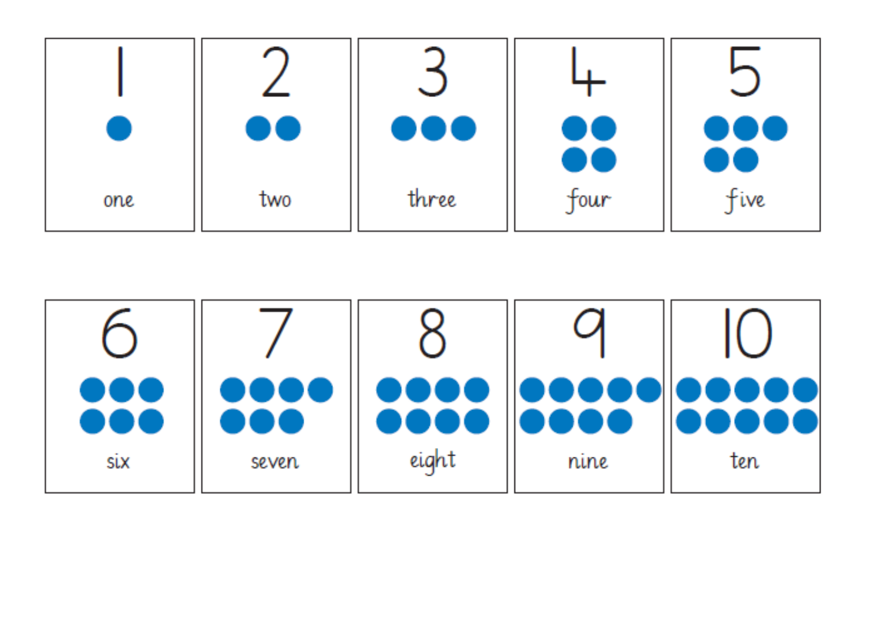| 1 | 2 | 3 | 4 | 5 |
|---|---|---|---|---|
| one | two | three | four | five |

| 6 | 7 | 8 | 9 | 10 |
|---|---|---|---|---|
| six | seven | eight | nine | ten |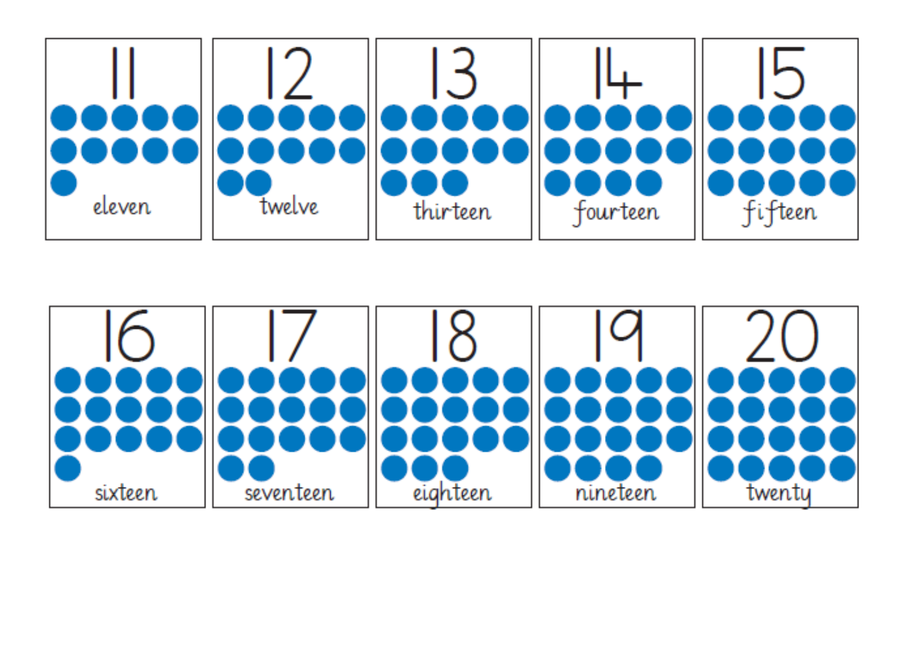11
eleven

12
twelve

13
thirteen

14
fourteen

15
fifteen

16
sixteen

17
seventeen

18
eighteen

19
nineteen

20
twenty